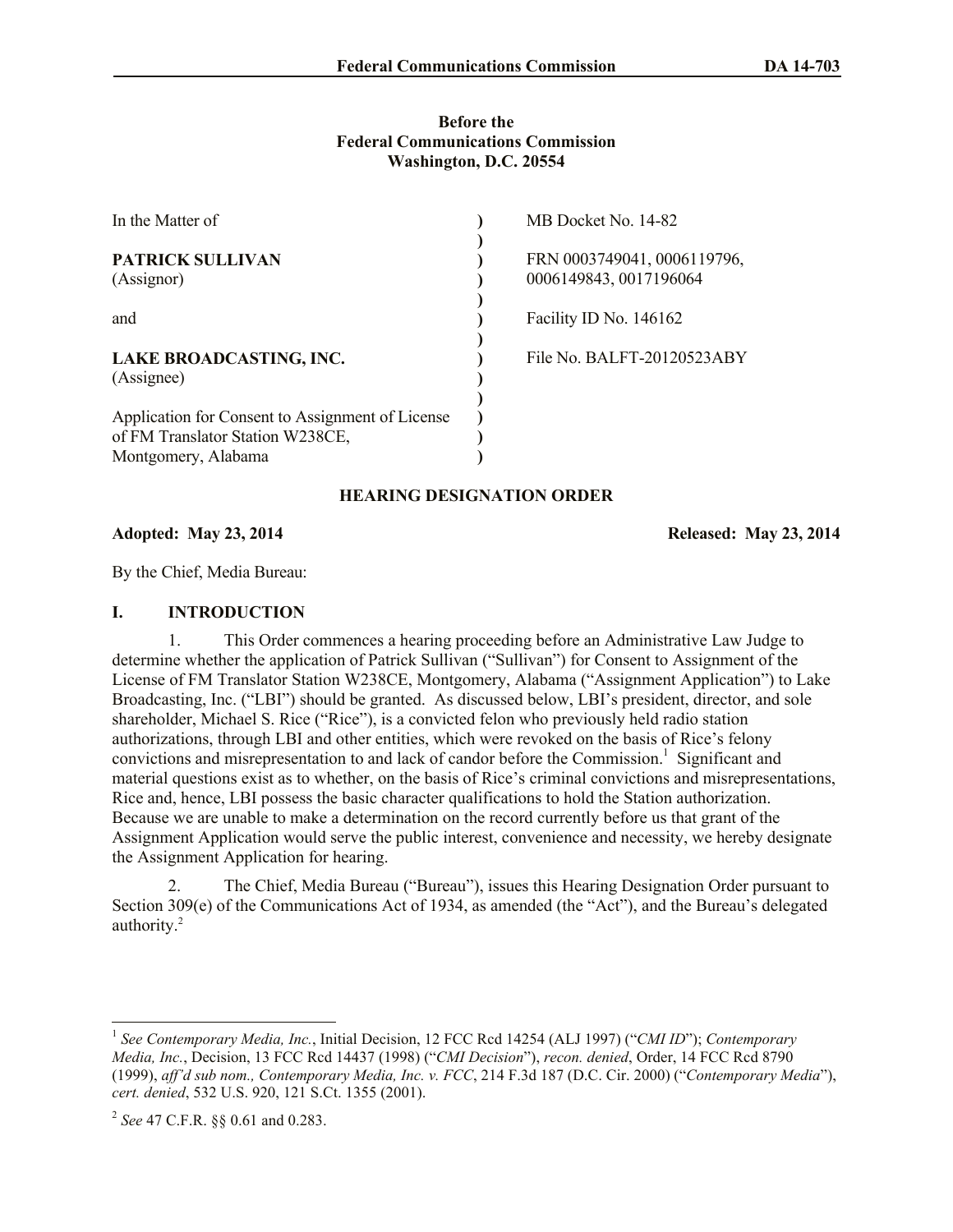**Before the**
**Federal Communications Commission**
**Washington, D.C. 20554**

| In the Matter of | | MB Docket No. 14-82 |
|---|---|---|
| **PATRICK SULLIVAN** (Assignor) | ) | FRN 0003749041, 0006119796, 0006149843, 0017196064 |
| and | ) | Facility ID No. 146162 |
| **LAKE BROADCASTING, INC.** (Assignee) | ) | File No. BALFT-20120523ABY |
| Application for Consent to Assignment of License of FM Translator Station W238CE, Montgomery, Alabama | ) | |

## HEARING DESIGNATION ORDER

**Adopted: May 23, 2014** **Released: May 23, 2014**

By the Chief, Media Bureau:

## I. INTRODUCTION

1. This Order commences a hearing proceeding before an Administrative Law Judge to determine whether the application of Patrick Sullivan ("Sullivan") for Consent to Assignment of the License of FM Translator Station W238CE, Montgomery, Alabama ("Assignment Application") to Lake Broadcasting, Inc. ("LBI") should be granted. As discussed below, LBI's president, director, and sole shareholder, Michael S. Rice ("Rice"), is a convicted felon who previously held radio station authorizations, through LBI and other entities, which were revoked on the basis of Rice's felony convictions and misrepresentation to and lack of candor before the Commission.[1] Significant and material questions exist as to whether, on the basis of Rice's criminal convictions and misrepresentations, Rice and, hence, LBI possess the basic character qualifications to hold the Station authorization. Because we are unable to make a determination on the record currently before us that grant of the Assignment Application would serve the public interest, convenience and necessity, we hereby designate the Assignment Application for hearing.

2. The Chief, Media Bureau ("Bureau"), issues this Hearing Designation Order pursuant to Section 309(e) of the Communications Act of 1934, as amended (the "Act"), and the Bureau's delegated authority.[2]

[1] *See Contemporary Media, Inc.*, Initial Decision, 12 FCC Rcd 14254 (ALJ 1997) ("*CMI ID*"); *Contemporary Media, Inc.*, Decision, 13 FCC Rcd 14437 (1998) ("*CMI Decision*"), *recon. denied*, Order, 14 FCC Rcd 8790 (1999), *aff'd sub nom., Contemporary Media, Inc. v. FCC*, 214 F.3d 187 (D.C. Cir. 2000) ("*Contemporary Media*"), *cert. denied*, 532 U.S. 920, 121 S.Ct. 1355 (2001).

[2] *See* 47 C.F.R. §§ 0.61 and 0.283.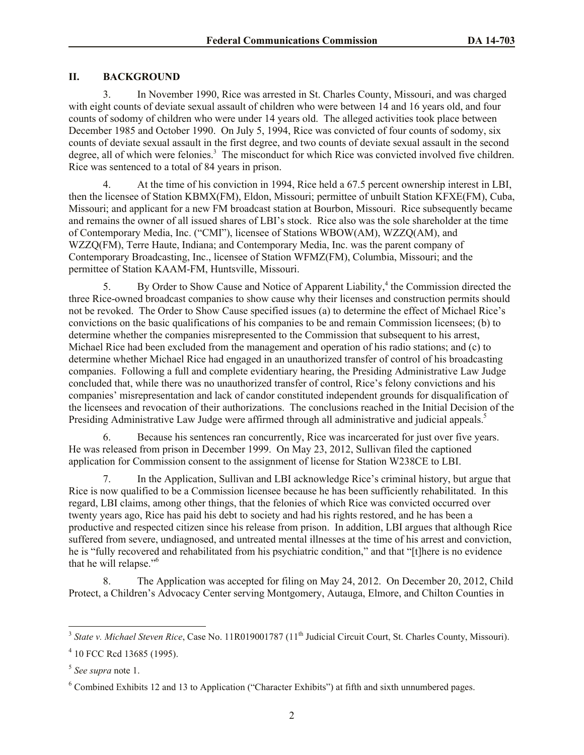## II. BACKGROUND

3. In November 1990, Rice was arrested in St. Charles County, Missouri, and was charged with eight counts of deviate sexual assault of children who were between 14 and 16 years old, and four counts of sodomy of children who were under 14 years old. The alleged activities took place between December 1985 and October 1990. On July 5, 1994, Rice was convicted of four counts of sodomy, six counts of deviate sexual assault in the first degree, and two counts of deviate sexual assault in the second degree, all of which were felonies.[3] The misconduct for which Rice was convicted involved five children. Rice was sentenced to a total of 84 years in prison.

4. At the time of his conviction in 1994, Rice held a 67.5 percent ownership interest in LBI, then the licensee of Station KBMX(FM), Eldon, Missouri; permittee of unbuilt Station KFXE(FM), Cuba, Missouri; and applicant for a new FM broadcast station at Bourbon, Missouri. Rice subsequently became and remains the owner of all issued shares of LBI's stock. Rice also was the sole shareholder at the time of Contemporary Media, Inc. ("CMI"), licensee of Stations WBOW(AM), WZZQ(AM), and WZZQ(FM), Terre Haute, Indiana; and Contemporary Media, Inc. was the parent company of Contemporary Broadcasting, Inc., licensee of Station WFMZ(FM), Columbia, Missouri; and the permittee of Station KAAM-FM, Huntsville, Missouri.

5. By Order to Show Cause and Notice of Apparent Liability,[4] the Commission directed the three Rice-owned broadcast companies to show cause why their licenses and construction permits should not be revoked. The Order to Show Cause specified issues (a) to determine the effect of Michael Rice's convictions on the basic qualifications of his companies to be and remain Commission licensees; (b) to determine whether the companies misrepresented to the Commission that subsequent to his arrest, Michael Rice had been excluded from the management and operation of his radio stations; and (c) to determine whether Michael Rice had engaged in an unauthorized transfer of control of his broadcasting companies. Following a full and complete evidentiary hearing, the Presiding Administrative Law Judge concluded that, while there was no unauthorized transfer of control, Rice's felony convictions and his companies' misrepresentation and lack of candor constituted independent grounds for disqualification of the licensees and revocation of their authorizations. The conclusions reached in the Initial Decision of the Presiding Administrative Law Judge were affirmed through all administrative and judicial appeals.[5]

6. Because his sentences ran concurrently, Rice was incarcerated for just over five years. He was released from prison in December 1999. On May 23, 2012, Sullivan filed the captioned application for Commission consent to the assignment of license for Station W238CE to LBI.

7. In the Application, Sullivan and LBI acknowledge Rice's criminal history, but argue that Rice is now qualified to be a Commission licensee because he has been sufficiently rehabilitated. In this regard, LBI claims, among other things, that the felonies of which Rice was convicted occurred over twenty years ago, Rice has paid his debt to society and had his rights restored, and he has been a productive and respected citizen since his release from prison. In addition, LBI argues that although Rice suffered from severe, undiagnosed, and untreated mental illnesses at the time of his arrest and conviction, he is "fully recovered and rehabilitated from his psychiatric condition," and that "[t]here is no evidence that he will relapse."[6]

8. The Application was accepted for filing on May 24, 2012. On December 20, 2012, Child Protect, a Children's Advocacy Center serving Montgomery, Autauga, Elmore, and Chilton Counties in

---

[3] *State v. Michael Steven Rice*, Case No. 11R019001787 (11th Judicial Circuit Court, St. Charles County, Missouri).

[4] 10 FCC Rcd 13685 (1995).

[5] *See supra* note 1.

[6] Combined Exhibits 12 and 13 to Application ("Character Exhibits") at fifth and sixth unnumbered pages.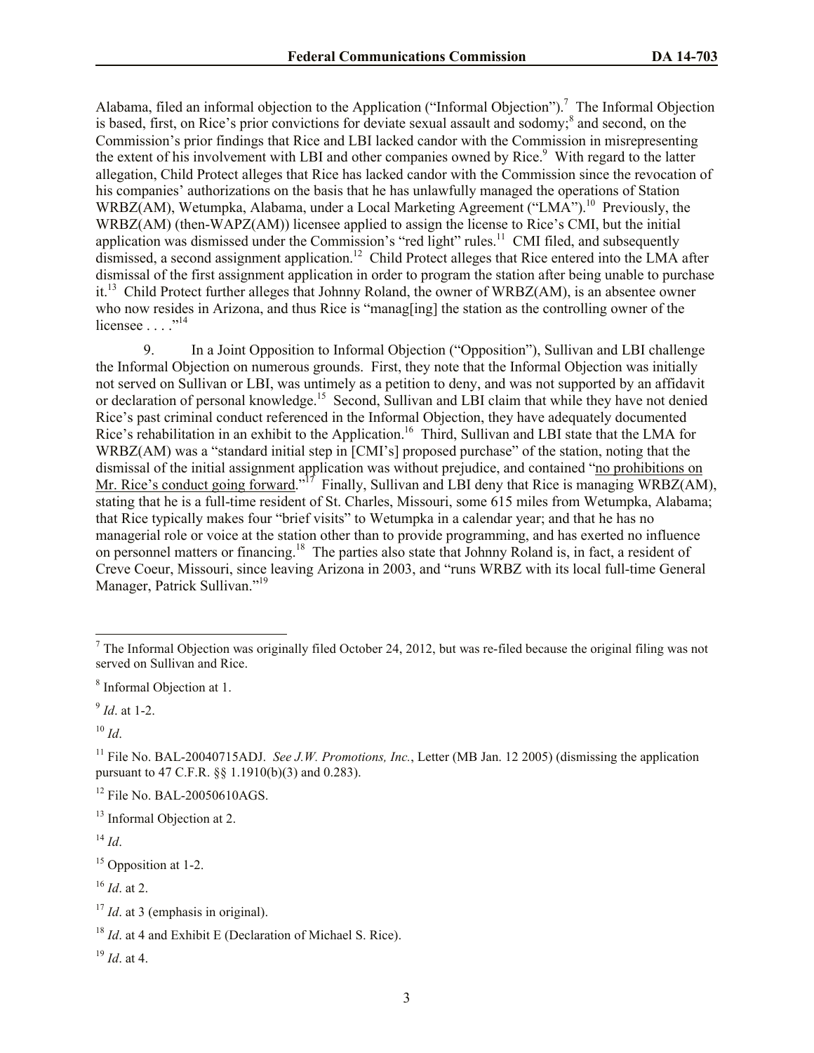Alabama, filed an informal objection to the Application ("Informal Objection").[7] The Informal Objection is based, first, on Rice's prior convictions for deviate sexual assault and sodomy;[8] and second, on the Commission's prior findings that Rice and LBI lacked candor with the Commission in misrepresenting the extent of his involvement with LBI and other companies owned by Rice.[9] With regard to the latter allegation, Child Protect alleges that Rice has lacked candor with the Commission since the revocation of his companies' authorizations on the basis that he has unlawfully managed the operations of Station WRBZ(AM), Wetumpka, Alabama, under a Local Marketing Agreement ("LMA").[10] Previously, the WRBZ(AM) (then-WAPZ(AM)) licensee applied to assign the license to Rice's CMI, but the initial application was dismissed under the Commission's "red light" rules.[11] CMI filed, and subsequently dismissed, a second assignment application.[12] Child Protect alleges that Rice entered into the LMA after dismissal of the first assignment application in order to program the station after being unable to purchase it.[13] Child Protect further alleges that Johnny Roland, the owner of WRBZ(AM), is an absentee owner who now resides in Arizona, and thus Rice is "manag[ing] the station as the controlling owner of the licensee . . . ."[14]

9. In a Joint Opposition to Informal Objection ("Opposition"), Sullivan and LBI challenge the Informal Objection on numerous grounds. First, they note that the Informal Objection was initially not served on Sullivan or LBI, was untimely as a petition to deny, and was not supported by an affidavit or declaration of personal knowledge.[15] Second, Sullivan and LBI claim that while they have not denied Rice's past criminal conduct referenced in the Informal Objection, they have adequately documented Rice's rehabilitation in an exhibit to the Application.[16] Third, Sullivan and LBI state that the LMA for WRBZ(AM) was a "standard initial step in [CMI's] proposed purchase" of the station, noting that the dismissal of the initial assignment application was without prejudice, and contained "<u>no prohibitions on Mr. Rice's conduct going forward</u>."[17] Finally, Sullivan and LBI deny that Rice is managing WRBZ(AM), stating that he is a full-time resident of St. Charles, Missouri, some 615 miles from Wetumpka, Alabama; that Rice typically makes four "brief visits" to Wetumpka in a calendar year; and that he has no managerial role or voice at the station other than to provide programming, and has exerted no influence on personnel matters or financing.[18] The parties also state that Johnny Roland is, in fact, a resident of Creve Coeur, Missouri, since leaving Arizona in 2003, and "runs WRBZ with its local full-time General Manager, Patrick Sullivan."[19]

---

[7] The Informal Objection was originally filed October 24, 2012, but was re-filed because the original filing was not served on Sullivan and Rice.

[8] Informal Objection at 1.

[9] *Id*. at 1-2.

[10] *Id*.

[11] File No. BAL-20040715ADJ. *See J.W. Promotions, Inc.*, Letter (MB Jan. 12 2005) (dismissing the application pursuant to 47 C.F.R. §§ 1.1910(b)(3) and 0.283).

[12] File No. BAL-20050610AGS.

[13] Informal Objection at 2.

[14] *Id*.

[15] Opposition at 1-2.

[16] *Id*. at 2.

[17] *Id*. at 3 (emphasis in original).

[18] *Id*. at 4 and Exhibit E (Declaration of Michael S. Rice).

[19] *Id*. at 4.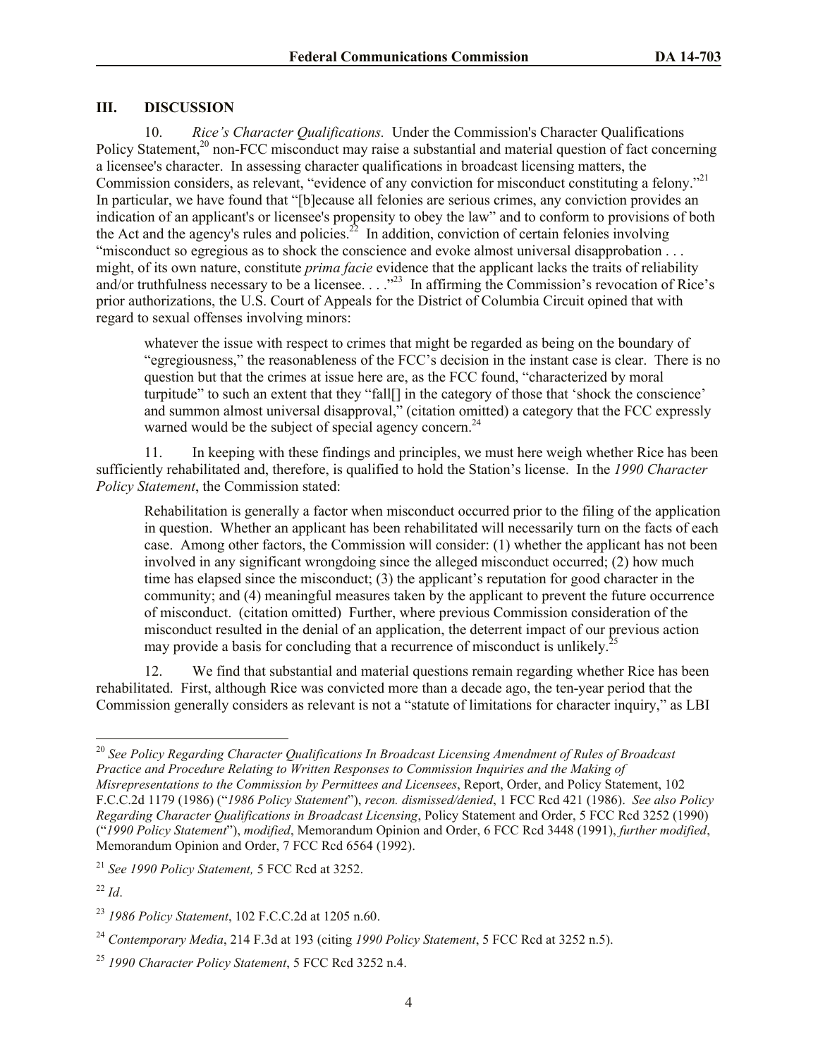## III. DISCUSSION

10. *Rice's Character Qualifications.* Under the Commission's Character Qualifications Policy Statement,[20] non-FCC misconduct may raise a substantial and material question of fact concerning a licensee's character. In assessing character qualifications in broadcast licensing matters, the Commission considers, as relevant, "evidence of any conviction for misconduct constituting a felony."[21] In particular, we have found that "[b]ecause all felonies are serious crimes, any conviction provides an indication of an applicant's or licensee's propensity to obey the law" and to conform to provisions of both the Act and the agency's rules and policies.[22] In addition, conviction of certain felonies involving "misconduct so egregious as to shock the conscience and evoke almost universal disapprobation . . . might, of its own nature, constitute *prima facie* evidence that the applicant lacks the traits of reliability and/or truthfulness necessary to be a licensee. . . ."[23] In affirming the Commission's revocation of Rice's prior authorizations, the U.S. Court of Appeals for the District of Columbia Circuit opined that with regard to sexual offenses involving minors:

> whatever the issue with respect to crimes that might be regarded as being on the boundary of "egregiousness," the reasonableness of the FCC's decision in the instant case is clear. There is no question but that the crimes at issue here are, as the FCC found, "characterized by moral turpitude" to such an extent that they "fall[] in the category of those that 'shock the conscience' and summon almost universal disapproval," (citation omitted) a category that the FCC expressly warned would be the subject of special agency concern.[24]

11. In keeping with these findings and principles, we must here weigh whether Rice has been sufficiently rehabilitated and, therefore, is qualified to hold the Station's license. In the *1990 Character Policy Statement*, the Commission stated:

> Rehabilitation is generally a factor when misconduct occurred prior to the filing of the application in question. Whether an applicant has been rehabilitated will necessarily turn on the facts of each case. Among other factors, the Commission will consider: (1) whether the applicant has not been involved in any significant wrongdoing since the alleged misconduct occurred; (2) how much time has elapsed since the misconduct; (3) the applicant's reputation for good character in the community; and (4) meaningful measures taken by the applicant to prevent the future occurrence of misconduct. (citation omitted) Further, where previous Commission consideration of the misconduct resulted in the denial of an application, the deterrent impact of our previous action may provide a basis for concluding that a recurrence of misconduct is unlikely.[25]

12. We find that substantial and material questions remain regarding whether Rice has been rehabilitated. First, although Rice was convicted more than a decade ago, the ten-year period that the Commission generally considers as relevant is not a "statute of limitations for character inquiry," as LBI

---

[20] *See Policy Regarding Character Qualifications In Broadcast Licensing Amendment of Rules of Broadcast Practice and Procedure Relating to Written Responses to Commission Inquiries and the Making of Misrepresentations to the Commission by Permittees and Licensees*, Report, Order, and Policy Statement, 102 F.C.C.2d 1179 (1986) ("*1986 Policy Statement*"), *recon. dismissed/denied*, 1 FCC Rcd 421 (1986). *See also Policy Regarding Character Qualifications in Broadcast Licensing*, Policy Statement and Order, 5 FCC Rcd 3252 (1990) ("*1990 Policy Statement*"), *modified*, Memorandum Opinion and Order, 6 FCC Rcd 3448 (1991), *further modified*, Memorandum Opinion and Order, 7 FCC Rcd 6564 (1992).

[21] *See 1990 Policy Statement,* 5 FCC Rcd at 3252.

[22] *Id*.

[23] *1986 Policy Statement*, 102 F.C.C.2d at 1205 n.60.

[24] *Contemporary Media*, 214 F.3d at 193 (citing *1990 Policy Statement*, 5 FCC Rcd at 3252 n.5).

[25] *1990 Character Policy Statement*, 5 FCC Rcd 3252 n.4.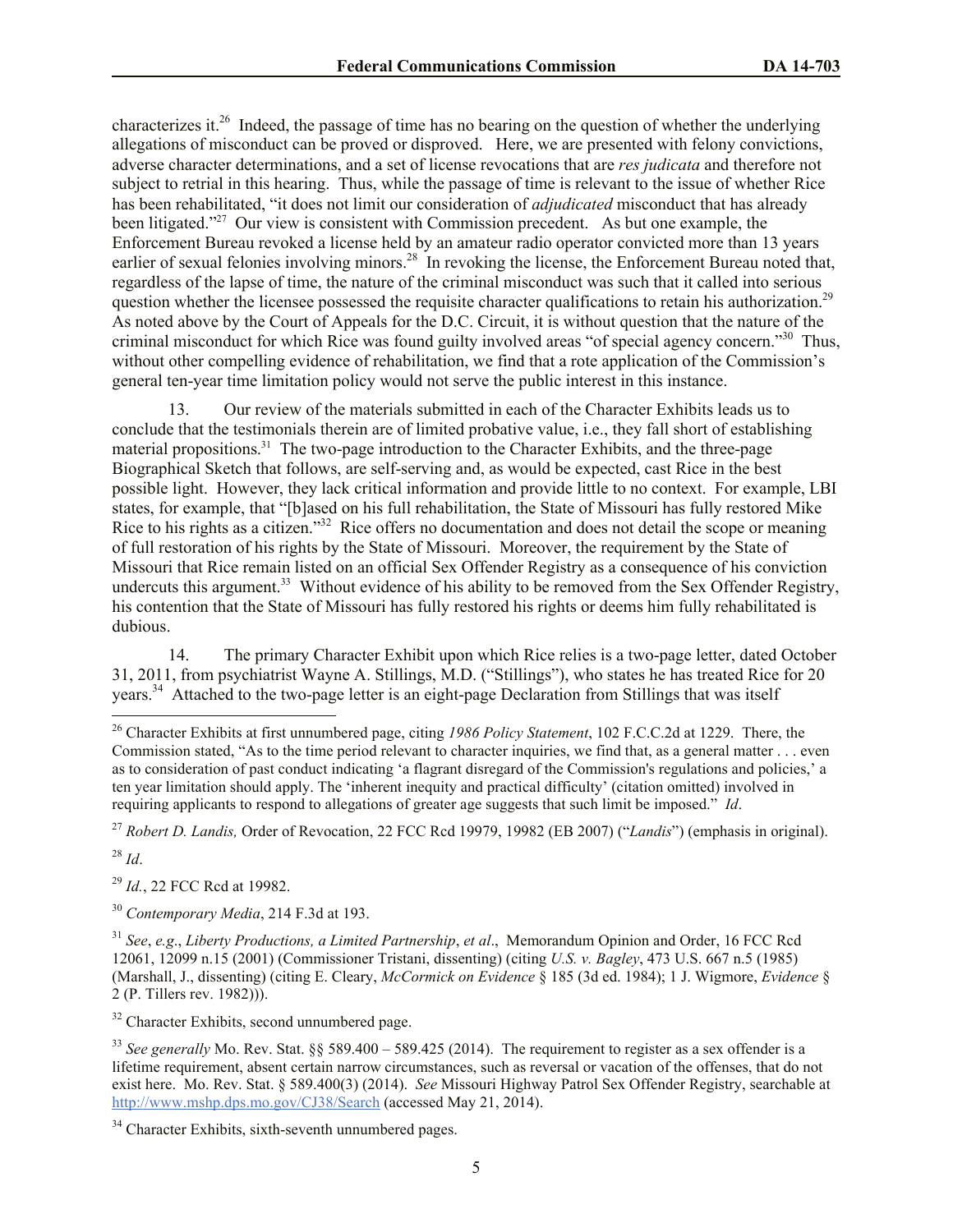characterizes it.[26] Indeed, the passage of time has no bearing on the question of whether the underlying allegations of misconduct can be proved or disproved. Here, we are presented with felony convictions, adverse character determinations, and a set of license revocations that are *res judicata* and therefore not subject to retrial in this hearing. Thus, while the passage of time is relevant to the issue of whether Rice has been rehabilitated, "it does not limit our consideration of *adjudicated* misconduct that has already been litigated."[27] Our view is consistent with Commission precedent. As but one example, the Enforcement Bureau revoked a license held by an amateur radio operator convicted more than 13 years earlier of sexual felonies involving minors.[28] In revoking the license, the Enforcement Bureau noted that, regardless of the lapse of time, the nature of the criminal misconduct was such that it called into serious question whether the licensee possessed the requisite character qualifications to retain his authorization.[29] As noted above by the Court of Appeals for the D.C. Circuit, it is without question that the nature of the criminal misconduct for which Rice was found guilty involved areas "of special agency concern."[30] Thus, without other compelling evidence of rehabilitation, we find that a rote application of the Commission's general ten-year time limitation policy would not serve the public interest in this instance.

13. Our review of the materials submitted in each of the Character Exhibits leads us to conclude that the testimonials therein are of limited probative value, i.e., they fall short of establishing material propositions.[31] The two-page introduction to the Character Exhibits, and the three-page Biographical Sketch that follows, are self-serving and, as would be expected, cast Rice in the best possible light. However, they lack critical information and provide little to no context. For example, LBI states, for example, that "[b]ased on his full rehabilitation, the State of Missouri has fully restored Mike Rice to his rights as a citizen."[32] Rice offers no documentation and does not detail the scope or meaning of full restoration of his rights by the State of Missouri. Moreover, the requirement by the State of Missouri that Rice remain listed on an official Sex Offender Registry as a consequence of his conviction undercuts this argument.[33] Without evidence of his ability to be removed from the Sex Offender Registry, his contention that the State of Missouri has fully restored his rights or deems him fully rehabilitated is dubious.

14. The primary Character Exhibit upon which Rice relies is a two-page letter, dated October 31, 2011, from psychiatrist Wayne A. Stillings, M.D. ("Stillings"), who states he has treated Rice for 20 years.[34] Attached to the two-page letter is an eight-page Declaration from Stillings that was itself

---

[26] Character Exhibits at first unnumbered page, citing *1986 Policy Statement*, 102 F.C.C.2d at 1229. There, the Commission stated, "As to the time period relevant to character inquiries, we find that, as a general matter . . . even as to consideration of past conduct indicating 'a flagrant disregard of the Commission's regulations and policies,' a ten year limitation should apply. The 'inherent inequity and practical difficulty' (citation omitted) involved in requiring applicants to respond to allegations of greater age suggests that such limit be imposed." *Id*.

[27] *Robert D. Landis,* Order of Revocation, 22 FCC Rcd 19979, 19982 (EB 2007) ("*Landis*") (emphasis in original).

[28] *Id*.

[29] *Id.*, 22 FCC Rcd at 19982.

[30] *Contemporary Media*, 214 F.3d at 193.

[31] *See*, *e.g*., *Liberty Productions, a Limited Partnership*, *et al*., Memorandum Opinion and Order, 16 FCC Rcd 12061, 12099 n.15 (2001) (Commissioner Tristani, dissenting) (citing *U.S. v. Bagley*, 473 U.S. 667 n.5 (1985) (Marshall, J., dissenting) (citing E. Cleary, *McCormick on Evidence* § 185 (3d ed. 1984); 1 J. Wigmore, *Evidence* § 2 (P. Tillers rev. 1982))).

[32] Character Exhibits, second unnumbered page.

[33] *See generally* Mo. Rev. Stat. §§ 589.400 – 589.425 (2014). The requirement to register as a sex offender is a lifetime requirement, absent certain narrow circumstances, such as reversal or vacation of the offenses, that do not exist here. Mo. Rev. Stat. § 589.400(3) (2014). *See* Missouri Highway Patrol Sex Offender Registry, searchable at http://www.mshp.dps.mo.gov/CJ38/Search (accessed May 21, 2014).

[34] Character Exhibits, sixth-seventh unnumbered pages.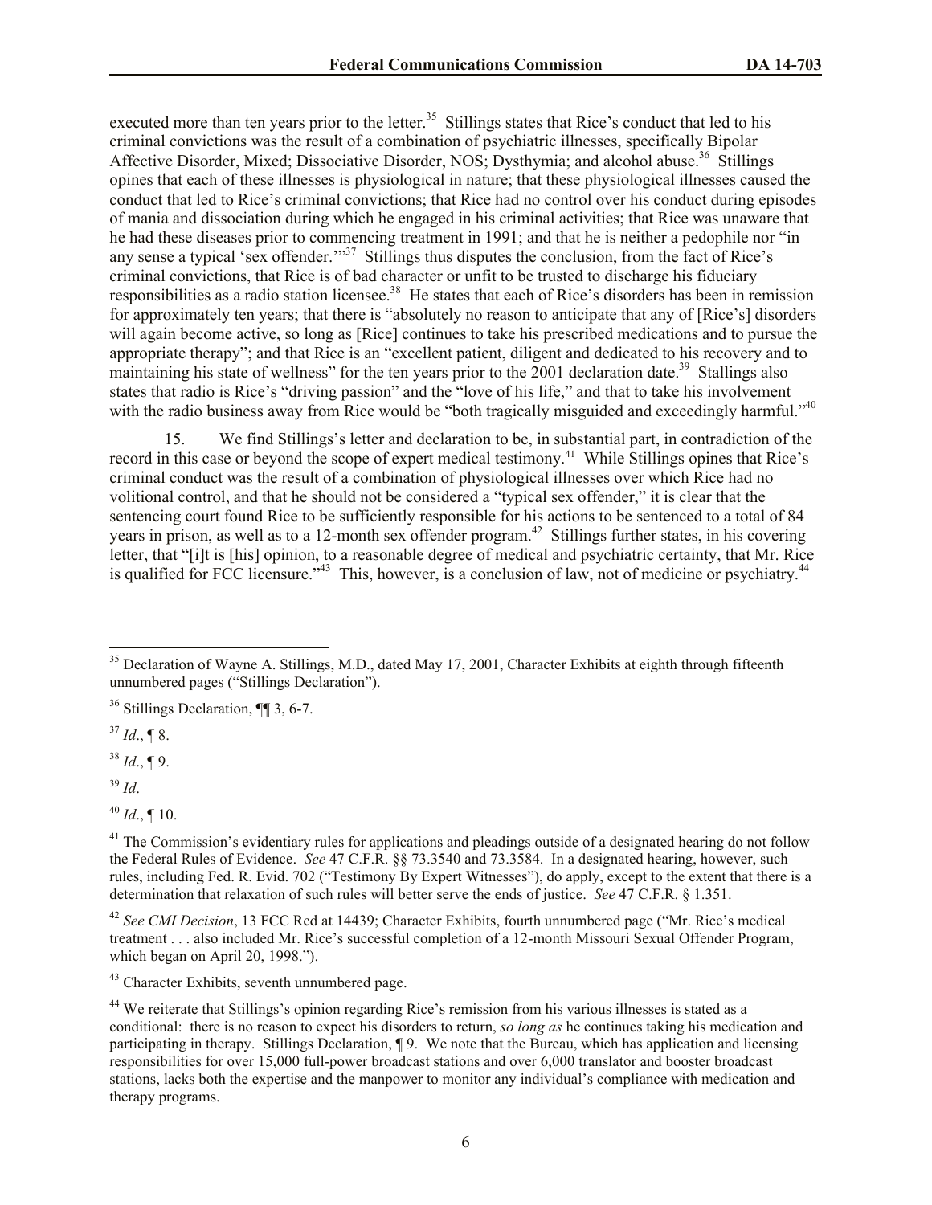executed more than ten years prior to the letter.[35] Stillings states that Rice's conduct that led to his criminal convictions was the result of a combination of psychiatric illnesses, specifically Bipolar Affective Disorder, Mixed; Dissociative Disorder, NOS; Dysthymia; and alcohol abuse.[36] Stillings opines that each of these illnesses is physiological in nature; that these physiological illnesses caused the conduct that led to Rice's criminal convictions; that Rice had no control over his conduct during episodes of mania and dissociation during which he engaged in his criminal activities; that Rice was unaware that he had these diseases prior to commencing treatment in 1991; and that he is neither a pedophile nor "in any sense a typical 'sex offender.'"[37] Stillings thus disputes the conclusion, from the fact of Rice's criminal convictions, that Rice is of bad character or unfit to be trusted to discharge his fiduciary responsibilities as a radio station licensee.[38] He states that each of Rice's disorders has been in remission for approximately ten years; that there is "absolutely no reason to anticipate that any of [Rice's] disorders will again become active, so long as [Rice] continues to take his prescribed medications and to pursue the appropriate therapy"; and that Rice is an "excellent patient, diligent and dedicated to his recovery and to maintaining his state of wellness" for the ten years prior to the 2001 declaration date.[39] Stillings also states that radio is Rice's "driving passion" and the "love of his life," and that to take his involvement with the radio business away from Rice would be "both tragically misguided and exceedingly harmful."[40]

15. We find Stillings's letter and declaration to be, in substantial part, in contradiction of the record in this case or beyond the scope of expert medical testimony.[41] While Stillings opines that Rice's criminal conduct was the result of a combination of physiological illnesses over which Rice had no volitional control, and that he should not be considered a "typical sex offender," it is clear that the sentencing court found Rice to be sufficiently responsible for his actions to be sentenced to a total of 84 years in prison, as well as to a 12-month sex offender program.[42] Stillings further states, in his covering letter, that "[i]t is [his] opinion, to a reasonable degree of medical and psychiatric certainty, that Mr. Rice is qualified for FCC licensure."[43] This, however, is a conclusion of law, not of medicine or psychiatry.[44]

---

[35] Declaration of Wayne A. Stillings, M.D., dated May 17, 2001, Character Exhibits at eighth through fifteenth unnumbered pages ("Stillings Declaration").

[36] Stillings Declaration, ¶¶ 3, 6-7.

[37] *Id*., ¶ 8.

[38] *Id*., ¶ 9.

[39] *Id*.

[40] *Id*., ¶ 10.

[41] The Commission's evidentiary rules for applications and pleadings outside of a designated hearing do not follow the Federal Rules of Evidence. *See* 47 C.F.R. §§ 73.3540 and 73.3584. In a designated hearing, however, such rules, including Fed. R. Evid. 702 ("Testimony By Expert Witnesses"), do apply, except to the extent that there is a determination that relaxation of such rules will better serve the ends of justice. *See* 47 C.F.R. § 1.351.

[42] *See CMI Decision*, 13 FCC Rcd at 14439; Character Exhibits, fourth unnumbered page ("Mr. Rice's medical treatment . . . also included Mr. Rice's successful completion of a 12-month Missouri Sexual Offender Program, which began on April 20, 1998.").

[43] Character Exhibits, seventh unnumbered page.

[44] We reiterate that Stillings's opinion regarding Rice's remission from his various illnesses is stated as a conditional: there is no reason to expect his disorders to return, *so long as* he continues taking his medication and participating in therapy. Stillings Declaration, ¶ 9. We note that the Bureau, which has application and licensing responsibilities for over 15,000 full-power broadcast stations and over 6,000 translator and booster broadcast stations, lacks both the expertise and the manpower to monitor any individual's compliance with medication and therapy programs.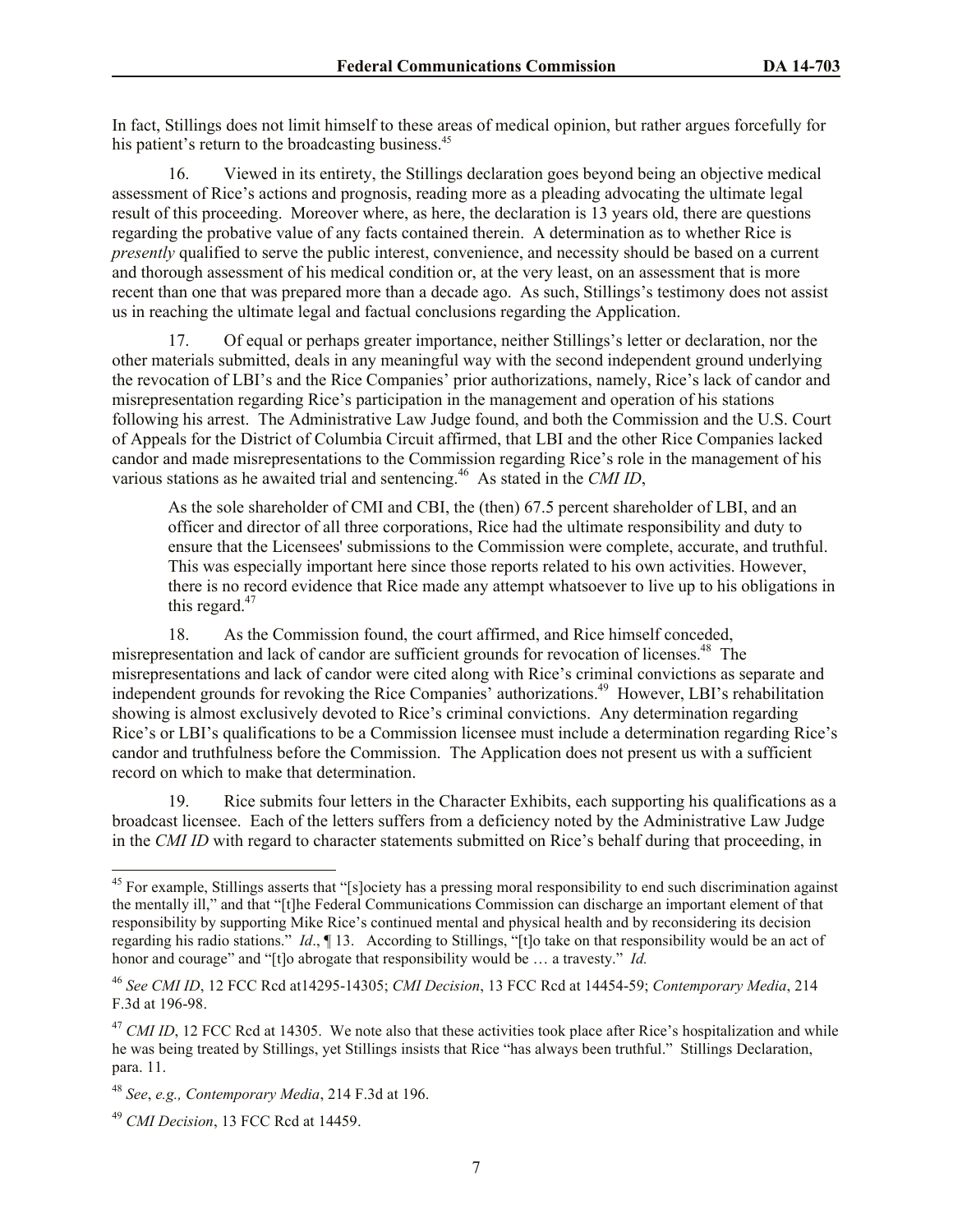In fact, Stillings does not limit himself to these areas of medical opinion, but rather argues forcefully for his patient's return to the broadcasting business.[45]

16. Viewed in its entirety, the Stillings declaration goes beyond being an objective medical assessment of Rice's actions and prognosis, reading more as a pleading advocating the ultimate legal result of this proceeding. Moreover where, as here, the declaration is 13 years old, there are questions regarding the probative value of any facts contained therein. A determination as to whether Rice is *presently* qualified to serve the public interest, convenience, and necessity should be based on a current and thorough assessment of his medical condition or, at the very least, on an assessment that is more recent than one that was prepared more than a decade ago. As such, Stillings's testimony does not assist us in reaching the ultimate legal and factual conclusions regarding the Application.

17. Of equal or perhaps greater importance, neither Stillings's letter or declaration, nor the other materials submitted, deals in any meaningful way with the second independent ground underlying the revocation of LBI's and the Rice Companies' prior authorizations, namely, Rice's lack of candor and misrepresentation regarding Rice's participation in the management and operation of his stations following his arrest. The Administrative Law Judge found, and both the Commission and the U.S. Court of Appeals for the District of Columbia Circuit affirmed, that LBI and the other Rice Companies lacked candor and made misrepresentations to the Commission regarding Rice's role in the management of his various stations as he awaited trial and sentencing.[46] As stated in the *CMI ID*,

> As the sole shareholder of CMI and CBI, the (then) 67.5 percent shareholder of LBI, and an officer and director of all three corporations, Rice had the ultimate responsibility and duty to ensure that the Licensees' submissions to the Commission were complete, accurate, and truthful. This was especially important here since those reports related to his own activities. However, there is no record evidence that Rice made any attempt whatsoever to live up to his obligations in this regard.[47]

18. As the Commission found, the court affirmed, and Rice himself conceded, misrepresentation and lack of candor are sufficient grounds for revocation of licenses.[48] The misrepresentations and lack of candor were cited along with Rice's criminal convictions as separate and independent grounds for revoking the Rice Companies' authorizations.[49] However, LBI's rehabilitation showing is almost exclusively devoted to Rice's criminal convictions. Any determination regarding Rice's or LBI's qualifications to be a Commission licensee must include a determination regarding Rice's candor and truthfulness before the Commission. The Application does not present us with a sufficient record on which to make that determination.

19. Rice submits four letters in the Character Exhibits, each supporting his qualifications as a broadcast licensee. Each of the letters suffers from a deficiency noted by the Administrative Law Judge in the *CMI ID* with regard to character statements submitted on Rice's behalf during that proceeding, in

---

[45] For example, Stillings asserts that "[s]ociety has a pressing moral responsibility to end such discrimination against the mentally ill," and that "[t]he Federal Communications Commission can discharge an important element of that responsibility by supporting Mike Rice's continued mental and physical health and by reconsidering its decision regarding his radio stations." *Id*., ¶ 13. According to Stillings, "[t]o take on that responsibility would be an act of honor and courage" and "[t]o abrogate that responsibility would be … a travesty." *Id.*

[46] *See CMI ID*, 12 FCC Rcd at14295-14305; *CMI Decision*, 13 FCC Rcd at 14454-59; *Contemporary Media*, 214 F.3d at 196-98.

[47] *CMI ID*, 12 FCC Rcd at 14305. We note also that these activities took place after Rice's hospitalization and while he was being treated by Stillings, yet Stillings insists that Rice "has always been truthful." Stillings Declaration, para. 11.

[48] *See*, *e.g., Contemporary Media*, 214 F.3d at 196.

[49] *CMI Decision*, 13 FCC Rcd at 14459.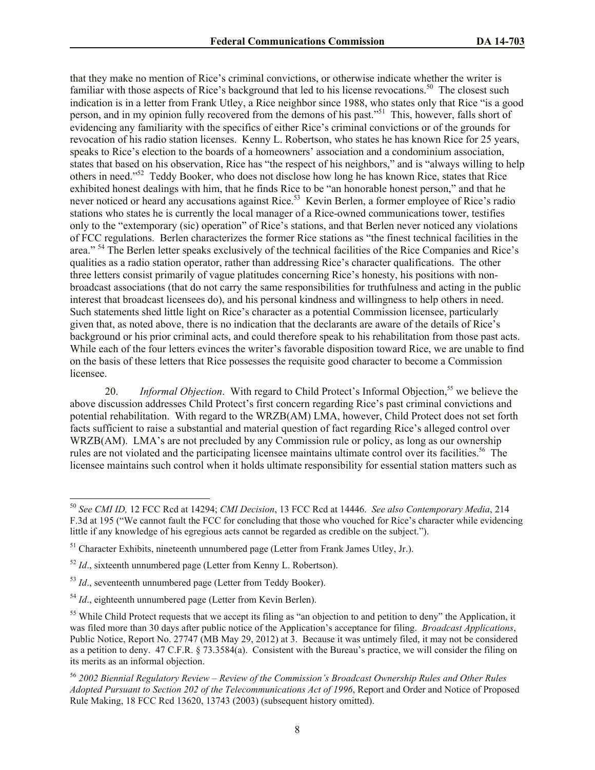that they make no mention of Rice's criminal convictions, or otherwise indicate whether the writer is familiar with those aspects of Rice's background that led to his license revocations.[50] The closest such indication is in a letter from Frank Utley, a Rice neighbor since 1988, who states only that Rice "is a good person, and in my opinion fully recovered from the demons of his past."[51] This, however, falls short of evidencing any familiarity with the specifics of either Rice's criminal convictions or of the grounds for revocation of his radio station licenses. Kenny L. Robertson, who states he has known Rice for 25 years, speaks to Rice's election to the boards of a homeowners' association and a condominium association, states that based on his observation, Rice has "the respect of his neighbors," and is "always willing to help others in need."[52] Teddy Booker, who does not disclose how long he has known Rice, states that Rice exhibited honest dealings with him, that he finds Rice to be "an honorable honest person," and that he never noticed or heard any accusations against Rice.[53] Kevin Berlen, a former employee of Rice's radio stations who states he is currently the local manager of a Rice-owned communications tower, testifies only to the "extemporary (sic) operation" of Rice's stations, and that Berlen never noticed any violations of FCC regulations. Berlen characterizes the former Rice stations as "the finest technical facilities in the area." [54] The Berlen letter speaks exclusively of the technical facilities of the Rice Companies and Rice's qualities as a radio station operator, rather than addressing Rice's character qualifications. The other three letters consist primarily of vague platitudes concerning Rice's honesty, his positions with non-broadcast associations (that do not carry the same responsibilities for truthfulness and acting in the public interest that broadcast licensees do), and his personal kindness and willingness to help others in need. Such statements shed little light on Rice's character as a potential Commission licensee, particularly given that, as noted above, there is no indication that the declarants are aware of the details of Rice's background or his prior criminal acts, and could therefore speak to his rehabilitation from those past acts. While each of the four letters evinces the writer's favorable disposition toward Rice, we are unable to find on the basis of these letters that Rice possesses the requisite good character to become a Commission licensee.

20. *Informal Objection*. With regard to Child Protect's Informal Objection,[55] we believe the above discussion addresses Child Protect's first concern regarding Rice's past criminal convictions and potential rehabilitation. With regard to the WRZB(AM) LMA, however, Child Protect does not set forth facts sufficient to raise a substantial and material question of fact regarding Rice's alleged control over WRZB(AM). LMA's are not precluded by any Commission rule or policy, as long as our ownership rules are not violated and the participating licensee maintains ultimate control over its facilities.[56] The licensee maintains such control when it holds ultimate responsibility for essential station matters such as

---

[50] *See CMI ID,* 12 FCC Rcd at 14294; *CMI Decision*, 13 FCC Rcd at 14446. *See also Contemporary Media*, 214 F.3d at 195 ("We cannot fault the FCC for concluding that those who vouched for Rice's character while evidencing little if any knowledge of his egregious acts cannot be regarded as credible on the subject.").

[51] Character Exhibits, nineteenth unnumbered page (Letter from Frank James Utley, Jr.).

[52] *Id*., sixteenth unnumbered page (Letter from Kenny L. Robertson).

[53] *Id*., seventeenth unnumbered page (Letter from Teddy Booker).

[54] *Id*., eighteenth unnumbered page (Letter from Kevin Berlen).

[55] While Child Protect requests that we accept its filing as "an objection to and petition to deny" the Application, it was filed more than 30 days after public notice of the Application's acceptance for filing. *Broadcast Applications*, Public Notice, Report No. 27747 (MB May 29, 2012) at 3. Because it was untimely filed, it may not be considered as a petition to deny. 47 C.F.R. § 73.3584(a). Consistent with the Bureau's practice, we will consider the filing on its merits as an informal objection.

[56] *2002 Biennial Regulatory Review – Review of the Commission's Broadcast Ownership Rules and Other Rules Adopted Pursuant to Section 202 of the Telecommunications Act of 1996*, Report and Order and Notice of Proposed Rule Making, 18 FCC Rcd 13620, 13743 (2003) (subsequent history omitted).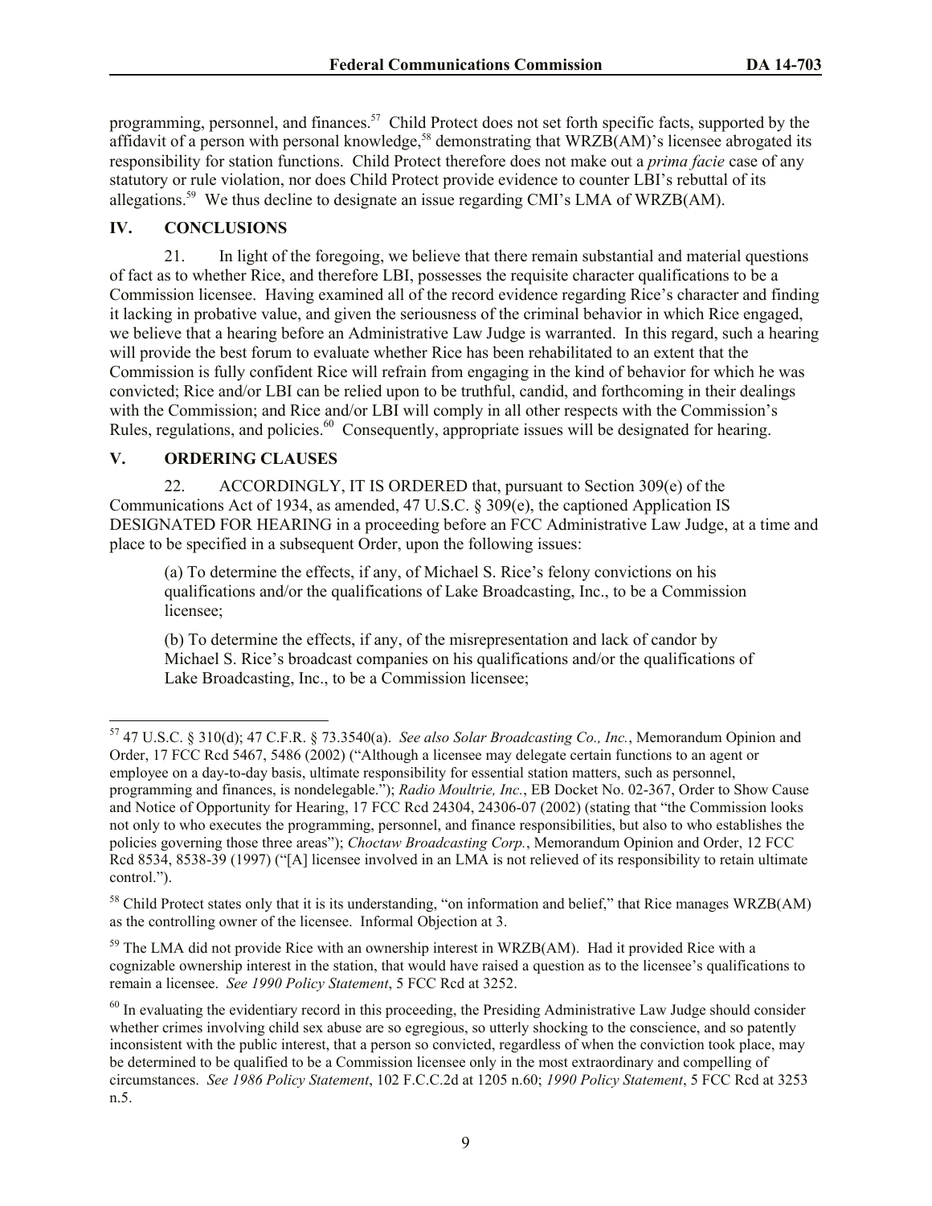programming, personnel, and finances.[57] Child Protect does not set forth specific facts, supported by the affidavit of a person with personal knowledge,[58] demonstrating that WRZB(AM)'s licensee abrogated its responsibility for station functions. Child Protect therefore does not make out a *prima facie* case of any statutory or rule violation, nor does Child Protect provide evidence to counter LBI's rebuttal of its allegations.[59] We thus decline to designate an issue regarding CMI's LMA of WRZB(AM).

## IV. CONCLUSIONS

21. In light of the foregoing, we believe that there remain substantial and material questions of fact as to whether Rice, and therefore LBI, possesses the requisite character qualifications to be a Commission licensee. Having examined all of the record evidence regarding Rice's character and finding it lacking in probative value, and given the seriousness of the criminal behavior in which Rice engaged, we believe that a hearing before an Administrative Law Judge is warranted. In this regard, such a hearing will provide the best forum to evaluate whether Rice has been rehabilitated to an extent that the Commission is fully confident Rice will refrain from engaging in the kind of behavior for which he was convicted; Rice and/or LBI can be relied upon to be truthful, candid, and forthcoming in their dealings with the Commission; and Rice and/or LBI will comply in all other respects with the Commission's Rules, regulations, and policies.[60] Consequently, appropriate issues will be designated for hearing.

## V. ORDERING CLAUSES

22. ACCORDINGLY, IT IS ORDERED that, pursuant to Section 309(e) of the Communications Act of 1934, as amended, 47 U.S.C. § 309(e), the captioned Application IS DESIGNATED FOR HEARING in a proceeding before an FCC Administrative Law Judge, at a time and place to be specified in a subsequent Order, upon the following issues:

(a) To determine the effects, if any, of Michael S. Rice's felony convictions on his qualifications and/or the qualifications of Lake Broadcasting, Inc., to be a Commission licensee;

(b) To determine the effects, if any, of the misrepresentation and lack of candor by Michael S. Rice's broadcast companies on his qualifications and/or the qualifications of Lake Broadcasting, Inc., to be a Commission licensee;

---

[57] 47 U.S.C. § 310(d); 47 C.F.R. § 73.3540(a). *See also Solar Broadcasting Co., Inc.*, Memorandum Opinion and Order, 17 FCC Rcd 5467, 5486 (2002) ("Although a licensee may delegate certain functions to an agent or employee on a day-to-day basis, ultimate responsibility for essential station matters, such as personnel, programming and finances, is nondelegable."); *Radio Moultrie, Inc.*, EB Docket No. 02-367, Order to Show Cause and Notice of Opportunity for Hearing, 17 FCC Rcd 24304, 24306-07 (2002) (stating that "the Commission looks not only to who executes the programming, personnel, and finance responsibilities, but also to who establishes the policies governing those three areas"); *Choctaw Broadcasting Corp.*, Memorandum Opinion and Order, 12 FCC Rcd 8534, 8538-39 (1997) ("[A] licensee involved in an LMA is not relieved of its responsibility to retain ultimate control.").

[58] Child Protect states only that it is its understanding, "on information and belief," that Rice manages WRZB(AM) as the controlling owner of the licensee. Informal Objection at 3.

[59] The LMA did not provide Rice with an ownership interest in WRZB(AM). Had it provided Rice with a cognizable ownership interest in the station, that would have raised a question as to the licensee's qualifications to remain a licensee. *See 1990 Policy Statement*, 5 FCC Rcd at 3252.

[60] In evaluating the evidentiary record in this proceeding, the Presiding Administrative Law Judge should consider whether crimes involving child sex abuse are so egregious, so utterly shocking to the conscience, and so patently inconsistent with the public interest, that a person so convicted, regardless of when the conviction took place, may be determined to be qualified to be a Commission licensee only in the most extraordinary and compelling of circumstances. *See 1986 Policy Statement*, 102 F.C.C.2d at 1205 n.60; *1990 Policy Statement*, 5 FCC Rcd at 3253 n.5.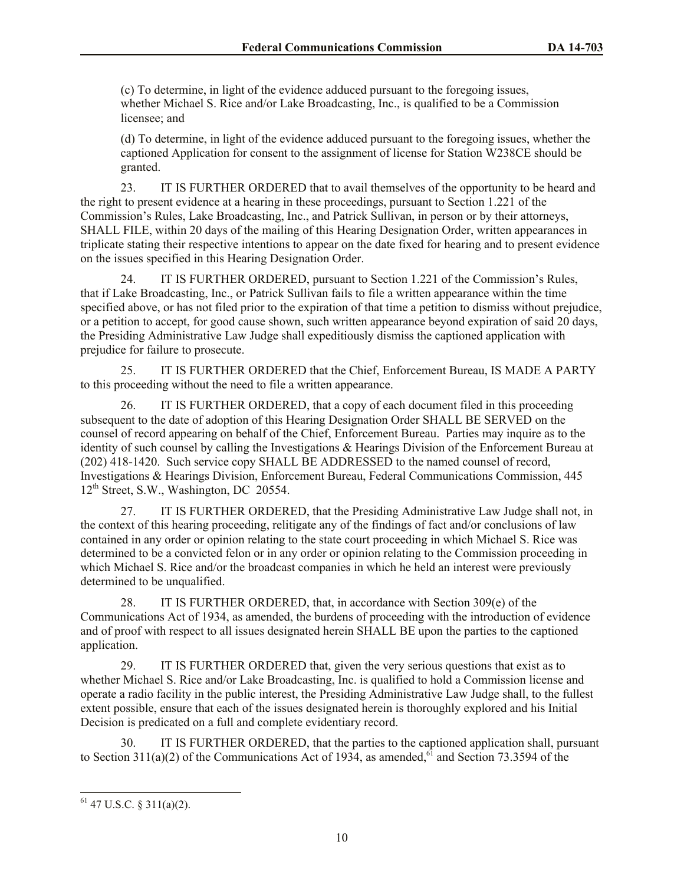(c) To determine, in light of the evidence adduced pursuant to the foregoing issues, whether Michael S. Rice and/or Lake Broadcasting, Inc., is qualified to be a Commission licensee; and

(d) To determine, in light of the evidence adduced pursuant to the foregoing issues, whether the captioned Application for consent to the assignment of license for Station W238CE should be granted.

23. IT IS FURTHER ORDERED that to avail themselves of the opportunity to be heard and the right to present evidence at a hearing in these proceedings, pursuant to Section 1.221 of the Commission's Rules, Lake Broadcasting, Inc., and Patrick Sullivan, in person or by their attorneys, SHALL FILE, within 20 days of the mailing of this Hearing Designation Order, written appearances in triplicate stating their respective intentions to appear on the date fixed for hearing and to present evidence on the issues specified in this Hearing Designation Order.

24. IT IS FURTHER ORDERED, pursuant to Section 1.221 of the Commission's Rules, that if Lake Broadcasting, Inc., or Patrick Sullivan fails to file a written appearance within the time specified above, or has not filed prior to the expiration of that time a petition to dismiss without prejudice, or a petition to accept, for good cause shown, such written appearance beyond expiration of said 20 days, the Presiding Administrative Law Judge shall expeditiously dismiss the captioned application with prejudice for failure to prosecute.

25. IT IS FURTHER ORDERED that the Chief, Enforcement Bureau, IS MADE A PARTY to this proceeding without the need to file a written appearance.

26. IT IS FURTHER ORDERED, that a copy of each document filed in this proceeding subsequent to the date of adoption of this Hearing Designation Order SHALL BE SERVED on the counsel of record appearing on behalf of the Chief, Enforcement Bureau. Parties may inquire as to the identity of such counsel by calling the Investigations & Hearings Division of the Enforcement Bureau at (202) 418-1420. Such service copy SHALL BE ADDRESSED to the named counsel of record, Investigations & Hearings Division, Enforcement Bureau, Federal Communications Commission, 445 12th Street, S.W., Washington, DC 20554.

27. IT IS FURTHER ORDERED, that the Presiding Administrative Law Judge shall not, in the context of this hearing proceeding, relitigate any of the findings of fact and/or conclusions of law contained in any order or opinion relating to the state court proceeding in which Michael S. Rice was determined to be a convicted felon or in any order or opinion relating to the Commission proceeding in which Michael S. Rice and/or the broadcast companies in which he held an interest were previously determined to be unqualified.

28. IT IS FURTHER ORDERED, that, in accordance with Section 309(e) of the Communications Act of 1934, as amended, the burdens of proceeding with the introduction of evidence and of proof with respect to all issues designated herein SHALL BE upon the parties to the captioned application.

29. IT IS FURTHER ORDERED that, given the very serious questions that exist as to whether Michael S. Rice and/or Lake Broadcasting, Inc. is qualified to hold a Commission license and operate a radio facility in the public interest, the Presiding Administrative Law Judge shall, to the fullest extent possible, ensure that each of the issues designated herein is thoroughly explored and his Initial Decision is predicated on a full and complete evidentiary record.

30. IT IS FURTHER ORDERED, that the parties to the captioned application shall, pursuant to Section 311(a)(2) of the Communications Act of 1934, as amended,[61] and Section 73.3594 of the

---

[61] 47 U.S.C. § 311(a)(2).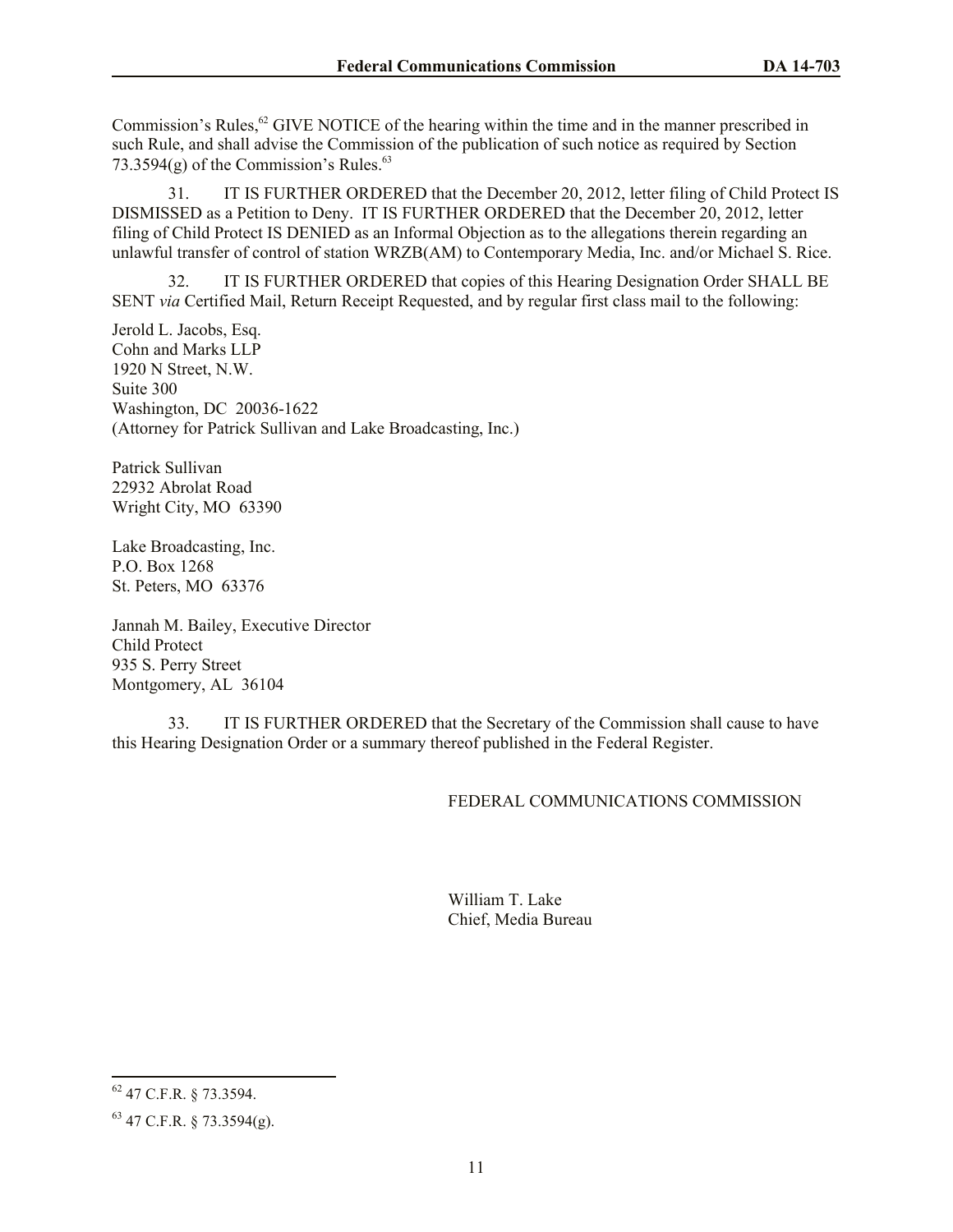Commission's Rules,[62] GIVE NOTICE of the hearing within the time and in the manner prescribed in such Rule, and shall advise the Commission of the publication of such notice as required by Section 73.3594(g) of the Commission's Rules.[63]

31. IT IS FURTHER ORDERED that the December 20, 2012, letter filing of Child Protect IS DISMISSED as a Petition to Deny. IT IS FURTHER ORDERED that the December 20, 2012, letter filing of Child Protect IS DENIED as an Informal Objection as to the allegations therein regarding an unlawful transfer of control of station WRZB(AM) to Contemporary Media, Inc. and/or Michael S. Rice.

32. IT IS FURTHER ORDERED that copies of this Hearing Designation Order SHALL BE SENT *via* Certified Mail, Return Receipt Requested, and by regular first class mail to the following:

Jerold L. Jacobs, Esq.
Cohn and Marks LLP
1920 N Street, N.W.
Suite 300
Washington, DC 20036-1622
(Attorney for Patrick Sullivan and Lake Broadcasting, Inc.)

Patrick Sullivan
22932 Abrolat Road
Wright City, MO 63390

Lake Broadcasting, Inc.
P.O. Box 1268
St. Peters, MO 63376

Jannah M. Bailey, Executive Director
Child Protect
935 S. Perry Street
Montgomery, AL 36104

33. IT IS FURTHER ORDERED that the Secretary of the Commission shall cause to have this Hearing Designation Order or a summary thereof published in the Federal Register.

FEDERAL COMMUNICATIONS COMMISSION

William T. Lake
Chief, Media Bureau

---

[62] 47 C.F.R. § 73.3594.

[63] 47 C.F.R. § 73.3594(g).